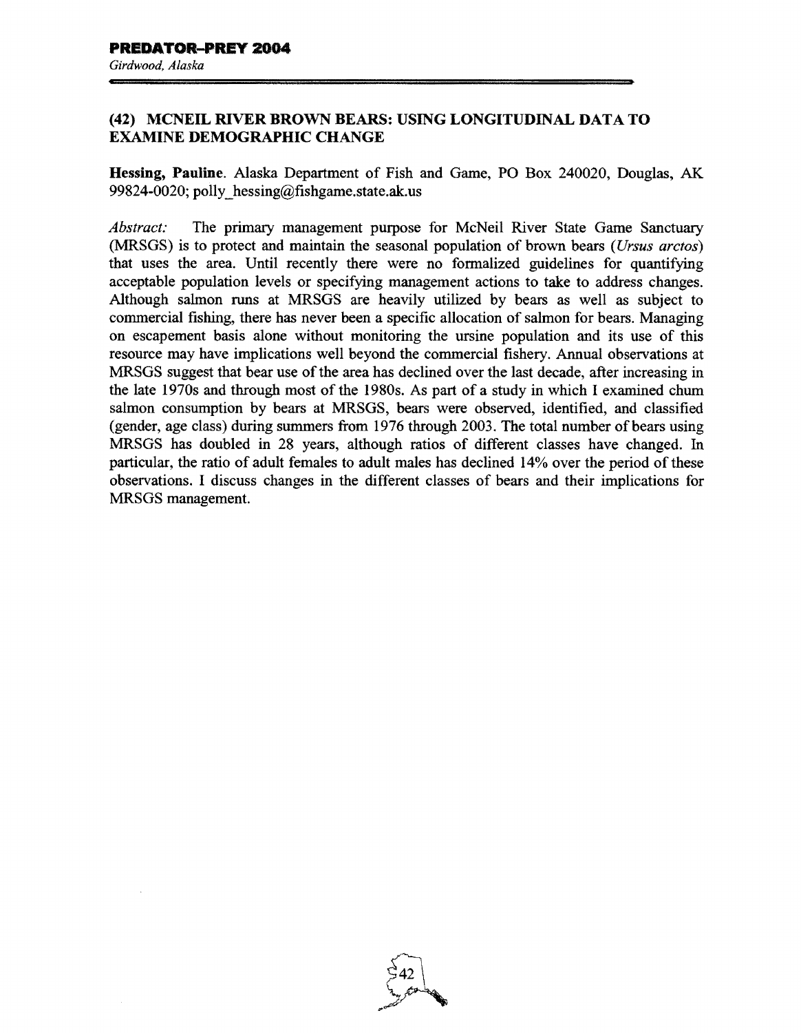## (42) MCNEIL RIVER BROWN BEARS: USING LONGITUDINAL DATA TO EXAMINE DEMOGRAPHIC CHANGE

**Hessing, Pauline**. Alaska Department of Fish and Game, PO Box 240020, Douglas, AK 99824-0020; polly_hessing@fishgame.state.ak.us

*Abstract:* The primary management purpose for McNeil River State Game Sanctuary (MRSGS) is to protect and maintain the seasonal population of brown bears (*Ursus arctos*) that uses the area. Until recently there were no formalized guidelines for quantifying acceptable population levels or specifying management actions to take to address changes. Although salmon runs at MRSGS are heavily utilized by bears as well as subject to commercial fishing, there has never been a specific allocation of salmon for bears. Managing on escapement basis alone without monitoring the ursine population and its use of this resource may have implications well beyond the commercial fishery. Annual observations at MRSGS suggest that bear use of the area has declined over the last decade, after increasing in the late 1970s and through most of the 1980s. As part of a study in which I examined chum salmon consumption by bears at MRSGS, bears were observed, identified, and classified (gender, age class) during summers from 1976 through 2003. The total number of bears using MRSGS has doubled in 28 years, although ratios of different classes have changed. In particular, the ratio of adult females to adult males has declined 14% over the period of these observations. I discuss changes in the different classes of bears and their implications for MRSGS management.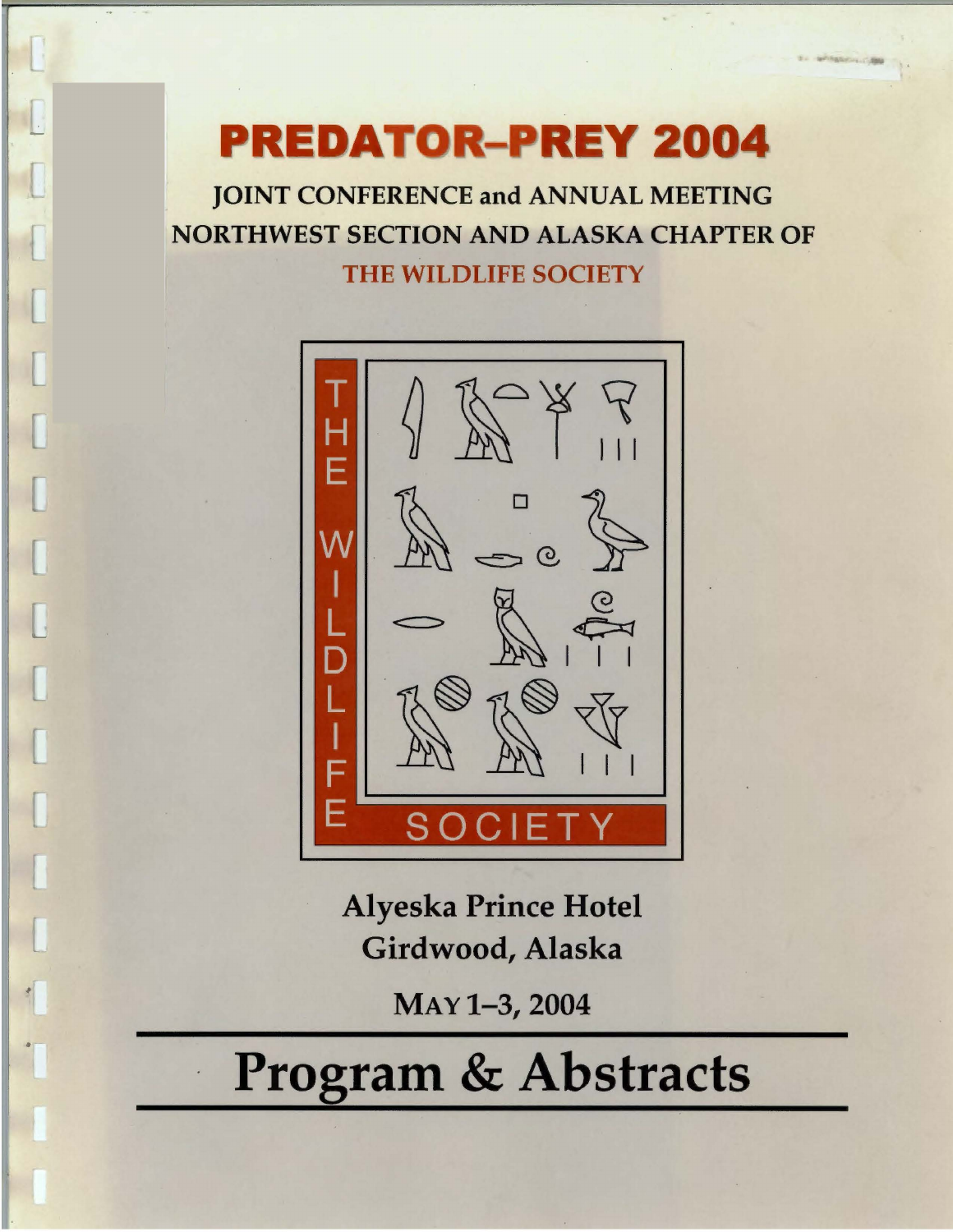# PREDATOR–PREY 2004

JOINT CONFERENCE and ANNUAL MEETING
NORTHWEST SECTION AND ALASKA CHAPTER OF
THE WILDLIFE SOCIETY

THE WILDLIFE SOCIETY

Alyeska Prince Hotel
Girdwood, Alaska

MAY 1–3, 2004

# Program & Abstracts